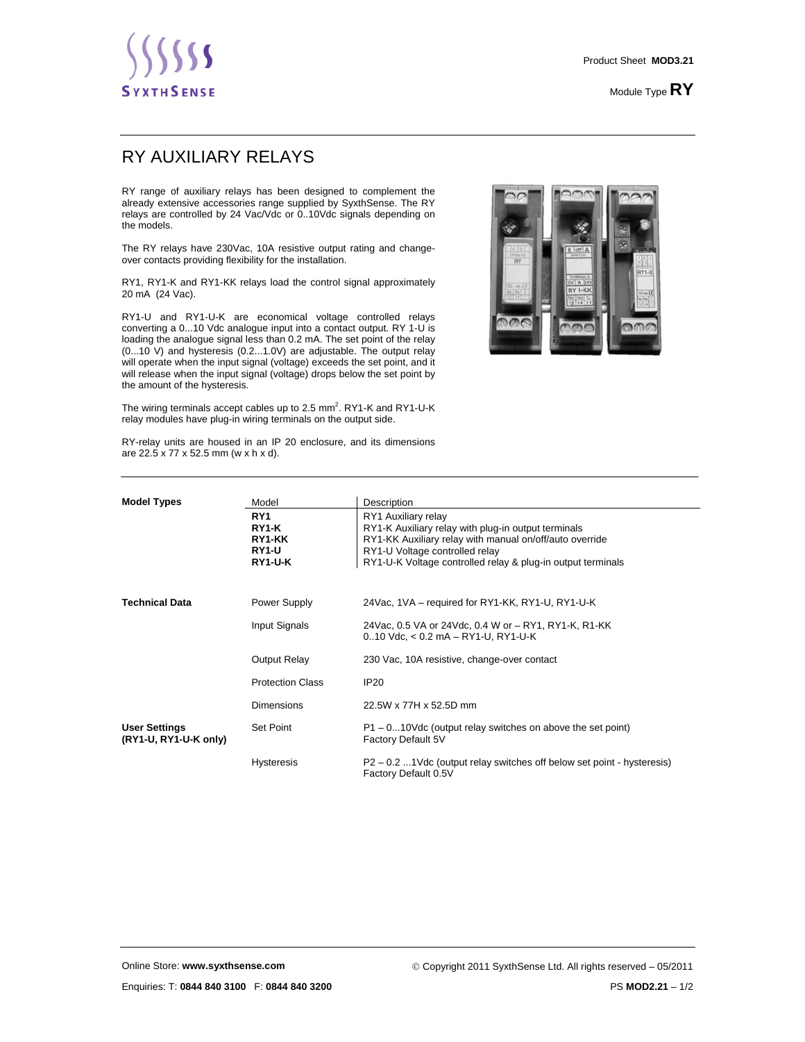Product Sheet **MOD3.21**

Module Type **RY**

# RY AUXILIARY RELAYS

RY range of auxiliary relays has been designed to complement the already extensive accessories range supplied by SyxthSense. The RY relays are controlled by 24 Vac/Vdc or 0..10Vdc signals depending on the models.

The RY relays have 230Vac, 10A resistive output rating and change-over contacts providing flexibility for the installation.

RY1, RY1-K and RY1-KK relays load the control signal approximately 20 mA (24 Vac).

RY1-U and RY1-U-K are economical voltage controlled relays converting a 0...10 Vdc analogue input into a contact output. RY 1-U is loading the analogue signal less than 0.2 mA. The set point of the relay (0...10 V) and hysteresis (0.2...1.0V) are adjustable. The output relay will operate when the input signal (voltage) exceeds the set point, and it will release when the input signal (voltage) drops below the set point by the amount of the hysteresis.

The wiring terminals accept cables up to 2.5 mm$^2$. RY1-K and RY1-U-K relay modules have plug-in wiring terminals on the output side.

RY-relay units are housed in an IP 20 enclosure, and its dimensions are 22.5 x 77 x 52.5 mm (w x h x d).

| | | |
|---|---|---|
| **Model Types** | Model | Description |
| | **RY1** | RY1 Auxiliary relay |
| | **RY1-K** | RY1-K Auxiliary relay with plug-in output terminals |
| | **RY1-KK** | RY1-KK Auxiliary relay with manual on/off/auto override |
| | **RY1-U** | RY1-U Voltage controlled relay |
| | **RY1-U-K** | RY1-U-K Voltage controlled relay & plug-in output terminals |
| **Technical Data** | Power Supply | 24Vac, 1VA – required for RY1-KK, RY1-U, RY1-U-K |
| | Input Signals | 24Vac, 0.5 VA or 24Vdc, 0.4 W or – RY1, RY1-K, R1-KK<br>0..10 Vdc, < 0.2 mA – RY1-U, RY1-U-K |
| | Output Relay | 230 Vac, 10A resistive, change-over contact |
| | Protection Class | IP20 |
| | Dimensions | 22.5W x 77H x 52.5D mm |
| **User Settings (RY1-U, RY1-U-K only)** | Set Point | P1 – 0...10Vdc (output relay switches on above the set point)<br>Factory Default 5V |
| | Hysteresis | P2 – 0.2 ...1Vdc (output relay switches off below set point - hysteresis)<br>Factory Default 0.5V |

Online Store: **www.syxthsense.com**

Enquiries: T: **0844 840 3100** F: **0844 840 3200**

© Copyright 2011 SyxthSense Ltd. All rights reserved – 05/2011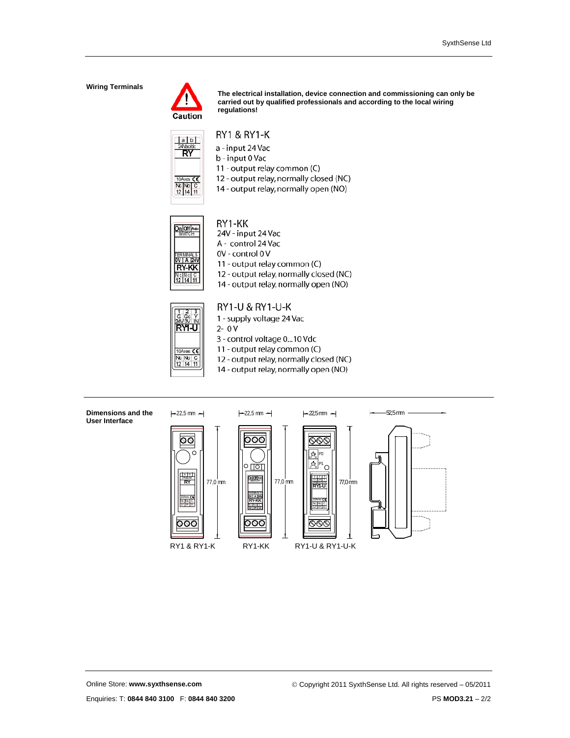## Wiring Terminals

Caution

**The electrical installation, device connection and commissioning can only be carried out by qualified professionals and according to the local wiring regulations!**

### RY1 & RY1-K

a - input 24 Vac
b - input 0 Vac
11 - output relay common (C)
12 - output relay, normally closed (NC)
14 - output relay, normally open (NO)

### RY1-KK

24V - input 24 Vac
A - control 24 Vac
0V - control 0 V
11 - output relay common (C)
12 - output relay, normally closed (NC)
14 - output relay, normally open (NO)

### RY1-U & RY1-U-K

1 - supply voltage 24 Vac
2- 0 V
3 - control voltage 0...10 Vdc
11 - output relay common (C)
12 - output relay, normally closed (NC)
14 - output relay, normally open (NO)

## Dimensions and the User Interface

22,5 mm
22,5 mm
22,5 mm
52,5 mm
77,0 mm
77,0 mm
77,0 mm

RY1 & RY1-K
RY1-KK
RY1-U & RY1-U-K

Online Store: **www.syxthsense.com**

Enquiries: T: **0844 840 3100** F: **0844 840 3200**

© Copyright 2011 SyxthSense Ltd. All rights reserved – 05/2011

PS **MOD3.21**